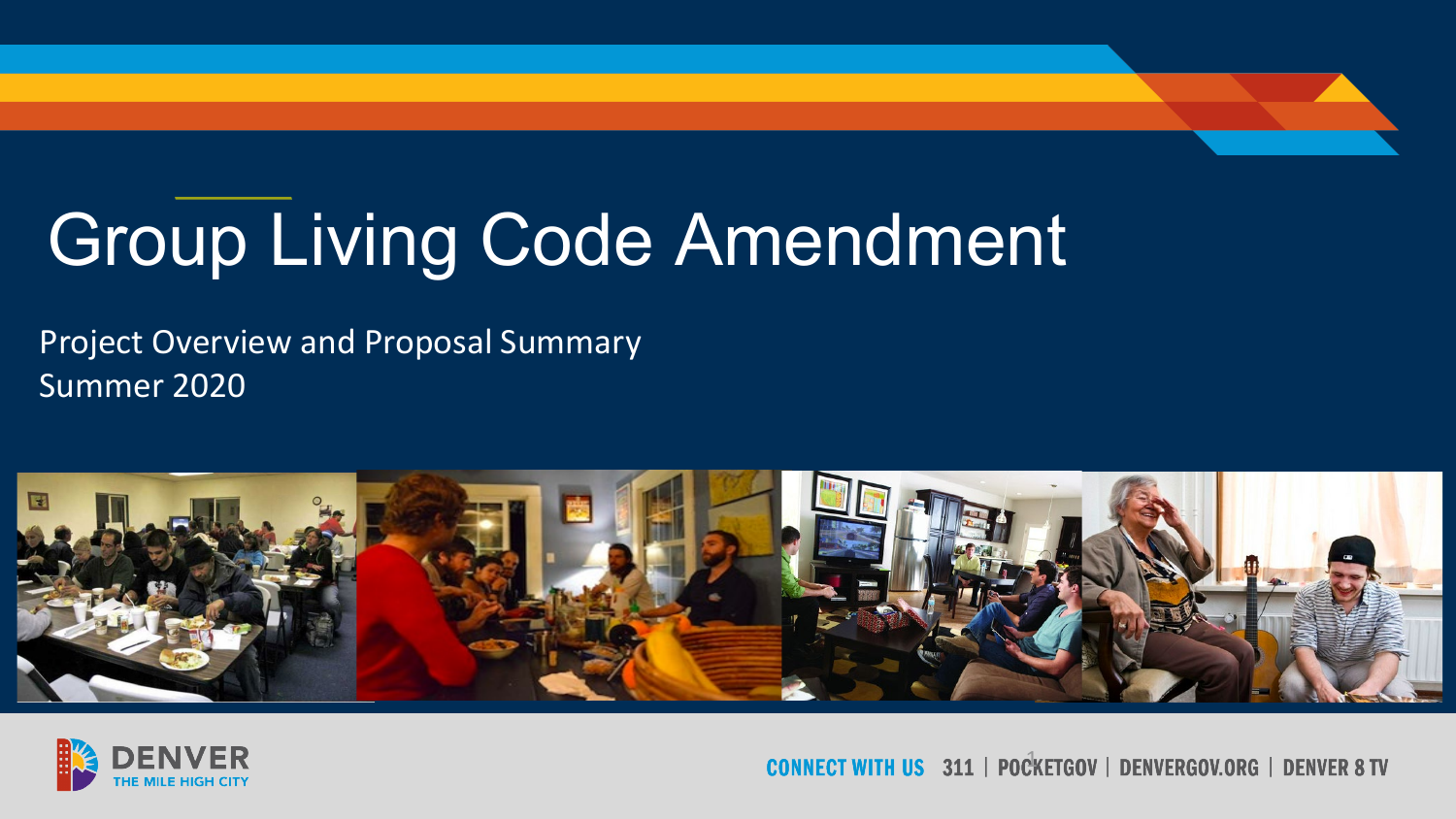# Group Living Code Amendment

Project Overview and Proposal Summary
Summer 2020

DENVER
THE MILE HIGH CITY

CONNECT WITH US 311 | POCKETGOV | DENVERGOV.ORG | DENVER 8 TV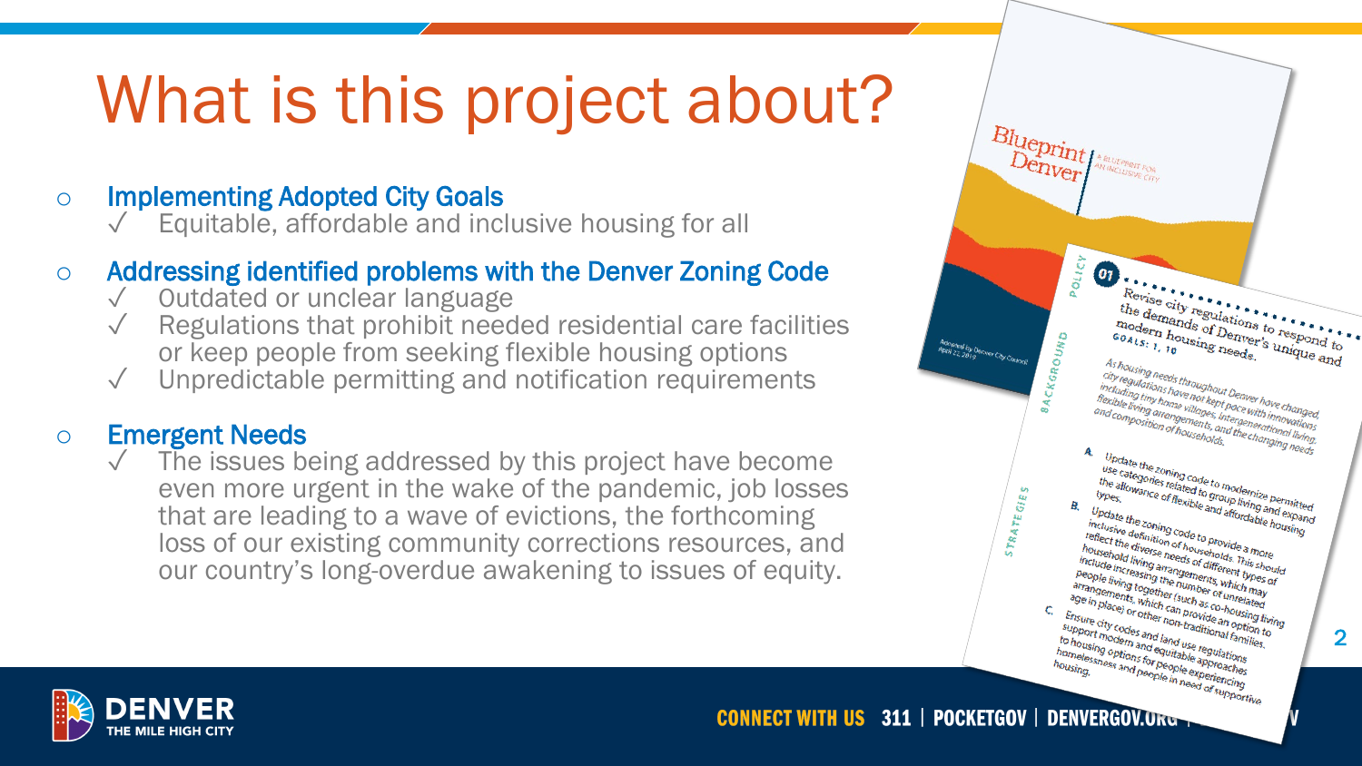# What is this project about?

- **Implementing Adopted City Goals**
  - ✓ Equitable, affordable and inclusive housing for all
- **Addressing identified problems with the Denver Zoning Code**
  - ✓ Outdated or unclear language
  - ✓ Regulations that prohibit needed residential care facilities or keep people from seeking flexible housing options
  - ✓ Unpredictable permitting and notification requirements
- **Emergent Needs**
  - ✓ The issues being addressed by this project have become even more urgent in the wake of the pandemic, job losses that are leading to a wave of evictions, the forthcoming loss of our existing community corrections resources, and our country's long-overdue awakening to issues of equity.

Blueprint Denver — A Blueprint for an Inclusive City

Adopted by Denver City Council April 22, 2019

**POLICY 01**

Revise city regulations to respond to the demands of Denver's unique and modern housing needs.

GOALS: 1, 10

**BACKGROUND**

As housing needs throughout Denver have changed, city regulations have not kept pace with innovations including tiny home villages, intergenerational living, flexible living arrangements, and the changing needs and composition of households.

**STRATEGIES**

A. Update the zoning code to modernize permitted use categories related to group living and expand the allowance of flexible and affordable housing types.

B. Update the zoning code to provide a more inclusive definition of households. This should reflect the diverse needs of different types of household living arrangements, which may include increasing the number of unrelated people living together (such as co-housing living arrangements, which can provide an option to age in place) or other non-traditional families.

C. Ensure city codes and land use regulations support modern and equitable approaches to housing options for people experiencing homelessness and people in need of supportive housing.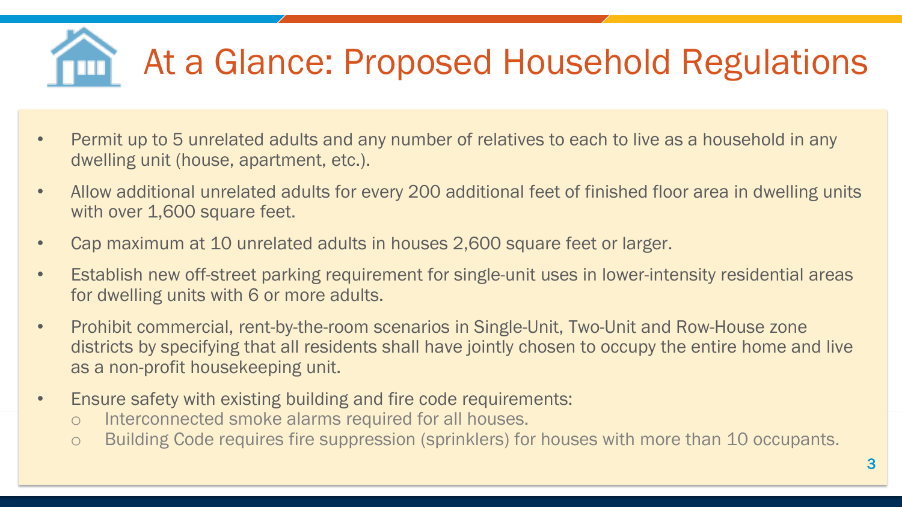# At a Glance: Proposed Household Regulations

- Permit up to 5 unrelated adults and any number of relatives to each to live as a household in any dwelling unit (house, apartment, etc.).
- Allow additional unrelated adults for every 200 additional feet of finished floor area in dwelling units with over 1,600 square feet.
- Cap maximum at 10 unrelated adults in houses 2,600 square feet or larger.
- Establish new off-street parking requirement for single-unit uses in lower-intensity residential areas for dwelling units with 6 or more adults.
- Prohibit commercial, rent-by-the-room scenarios in Single-Unit, Two-Unit and Row-House zone districts by specifying that all residents shall have jointly chosen to occupy the entire home and live as a non-profit housekeeping unit.
- Ensure safety with existing building and fire code requirements:
  - Interconnected smoke alarms required for all houses.
  - Building Code requires fire suppression (sprinklers) for houses with more than 10 occupants.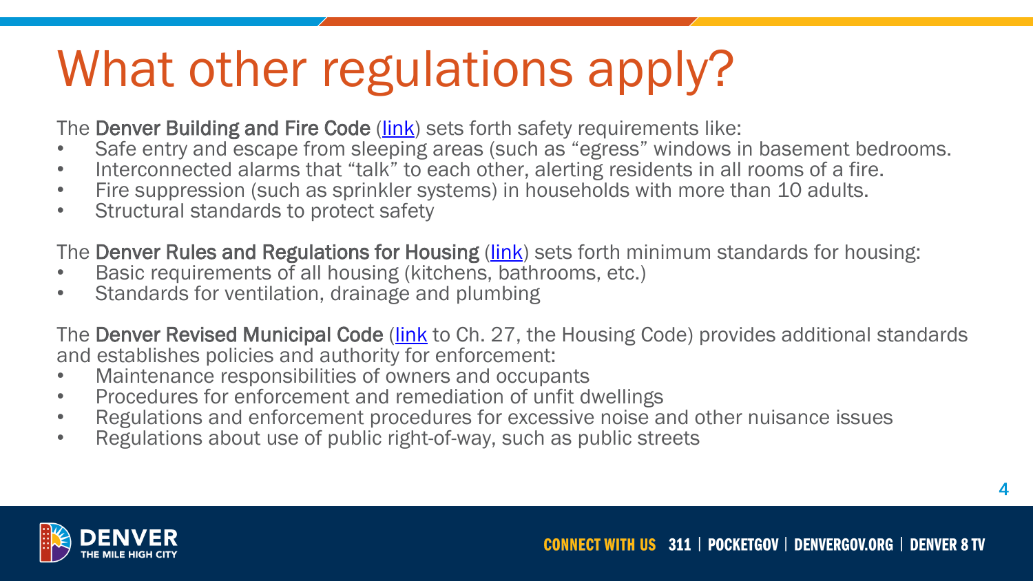# What other regulations apply?

The **Denver Building and Fire Code** (link) sets forth safety requirements like:

- Safe entry and escape from sleeping areas (such as "egress" windows in basement bedrooms.
- Interconnected alarms that "talk" to each other, alerting residents in all rooms of a fire.
- Fire suppression (such as sprinkler systems) in households with more than 10 adults.
- Structural standards to protect safety

The **Denver Rules and Regulations for Housing** (link) sets forth minimum standards for housing:

- Basic requirements of all housing (kitchens, bathrooms, etc.)
- Standards for ventilation, drainage and plumbing

The **Denver Revised Municipal Code** (link to Ch. 27, the Housing Code) provides additional standards and establishes policies and authority for enforcement:

- Maintenance responsibilities of owners and occupants
- Procedures for enforcement and remediation of unfit dwellings
- Regulations and enforcement procedures for excessive noise and other nuisance issues
- Regulations about use of public right-of-way, such as public streets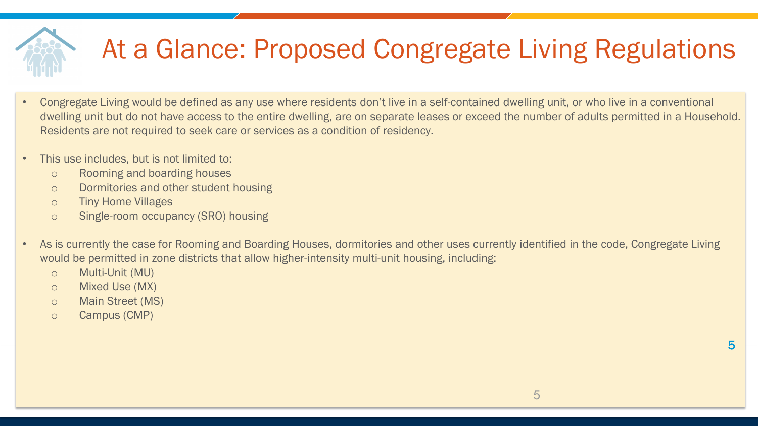# At a Glance: Proposed Congregate Living Regulations

- Congregate Living would be defined as any use where residents don't live in a self-contained dwelling unit, or who live in a conventional dwelling unit but do not have access to the entire dwelling, are on separate leases or exceed the number of adults permitted in a Household. Residents are not required to seek care or services as a condition of residency.

- This use includes, but is not limited to:
  - Rooming and boarding houses
  - Dormitories and other student housing
  - Tiny Home Villages
  - Single-room occupancy (SRO) housing

- As is currently the case for Rooming and Boarding Houses, dormitories and other uses currently identified in the code, Congregate Living would be permitted in zone districts that allow higher-intensity multi-unit housing, including:
  - Multi-Unit (MU)
  - Mixed Use (MX)
  - Main Street (MS)
  - Campus (CMP)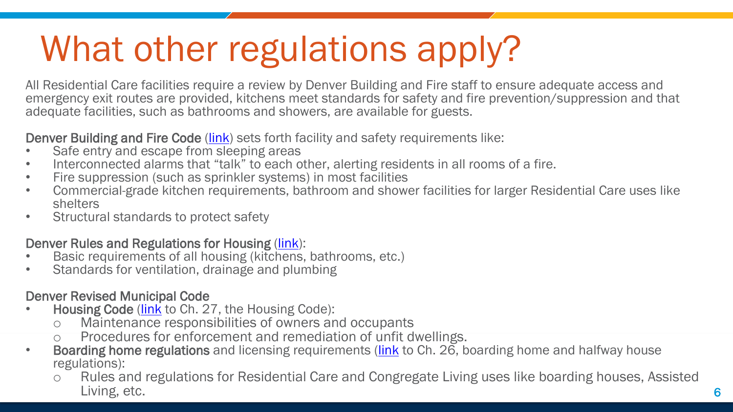# What other regulations apply?

All Residential Care facilities require a review by Denver Building and Fire staff to ensure adequate access and emergency exit routes are provided, kitchens meet standards for safety and fire prevention/suppression and that adequate facilities, such as bathrooms and showers, are available for guests.

**Denver Building and Fire Code** (link) sets forth facility and safety requirements like:

- Safe entry and escape from sleeping areas
- Interconnected alarms that "talk" to each other, alerting residents in all rooms of a fire.
- Fire suppression (such as sprinkler systems) in most facilities
- Commercial-grade kitchen requirements, bathroom and shower facilities for larger Residential Care uses like shelters
- Structural standards to protect safety

**Denver Rules and Regulations for Housing** (link):

- Basic requirements of all housing (kitchens, bathrooms, etc.)
- Standards for ventilation, drainage and plumbing

**Denver Revised Municipal Code**

- **Housing Code** (link to Ch. 27, the Housing Code):
  - Maintenance responsibilities of owners and occupants
  - Procedures for enforcement and remediation of unfit dwellings.
- **Boarding home regulations** and licensing requirements (link to Ch. 26, boarding home and halfway house regulations):
  - Rules and regulations for Residential Care and Congregate Living uses like boarding houses, Assisted Living, etc.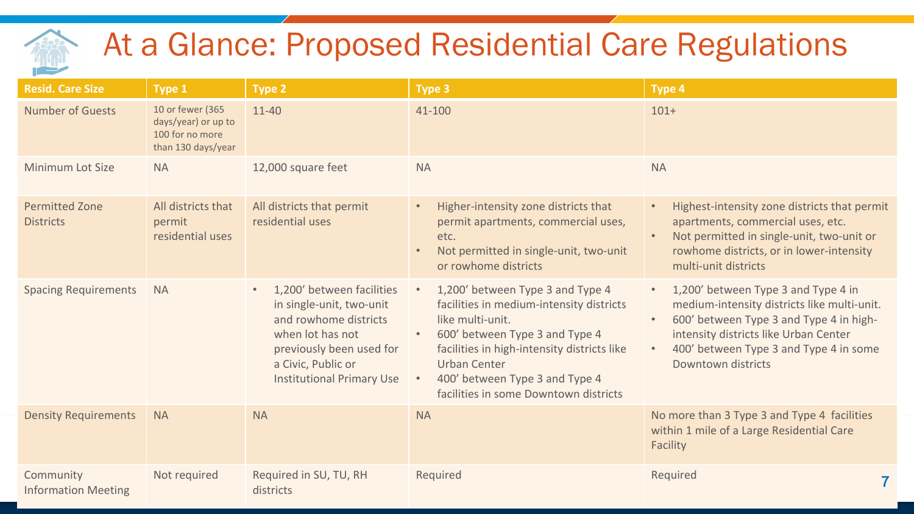# At a Glance: Proposed Residential Care Regulations

| Resid. Care Size | Type 1 | Type 2 | Type 3 | Type 4 |
|---|---|---|---|---|
| Number of Guests | 10 or fewer (365 days/year) or up to 100 for no more than 130 days/year | 11-40 | 41-100 | 101+ |
| Minimum Lot Size | NA | 12,000 square feet | NA | NA |
| Permitted Zone Districts | All districts that permit residential uses | All districts that permit residential uses | • Higher-intensity zone districts that permit apartments, commercial uses, etc.<br>• Not permitted in single-unit, two-unit or rowhome districts | • Highest-intensity zone districts that permit apartments, commercial uses, etc.<br>• Not permitted in single-unit, two-unit or rowhome districts, or in lower-intensity multi-unit districts |
| Spacing Requirements | NA | • 1,200' between facilities in single-unit, two-unit and rowhome districts when lot has not previously been used for a Civic, Public or Institutional Primary Use | • 1,200' between Type 3 and Type 4 facilities in medium-intensity districts like multi-unit.<br>• 600' between Type 3 and Type 4 facilities in high-intensity districts like Urban Center<br>• 400' between Type 3 and Type 4 facilities in some Downtown districts | • 1,200' between Type 3 and Type 4 in medium-intensity districts like multi-unit.<br>• 600' between Type 3 and Type 4 in high-intensity districts like Urban Center<br>• 400' between Type 3 and Type 4 in some Downtown districts |
| Density Requirements | NA | NA | NA | No more than 3 Type 3 and Type 4 facilities within 1 mile of a Large Residential Care Facility |
| Community Information Meeting | Not required | Required in SU, TU, RH districts | Required | Required |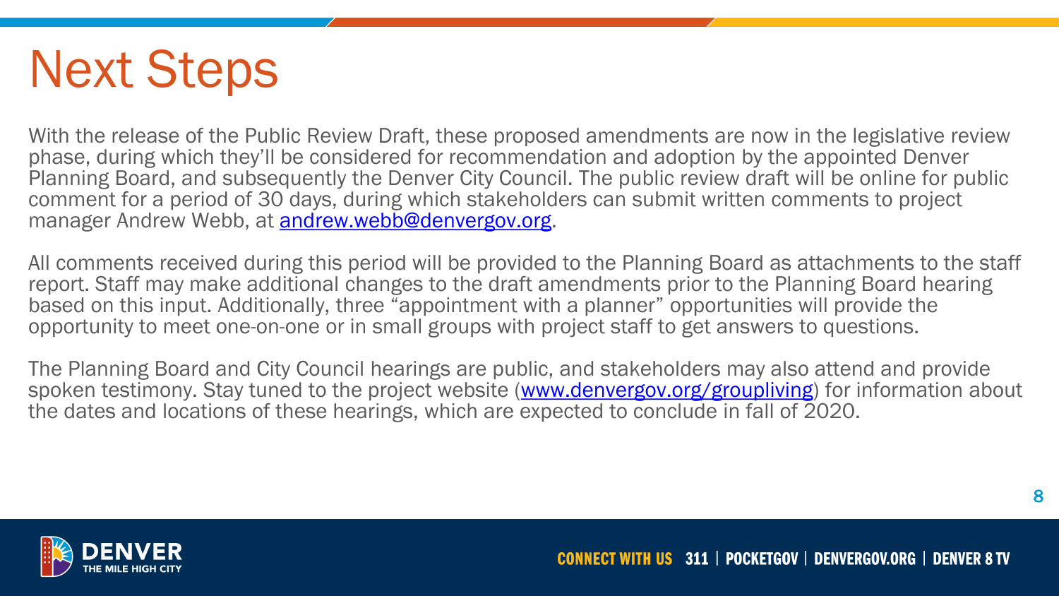# Next Steps

With the release of the Public Review Draft, these proposed amendments are now in the legislative review phase, during which they'll be considered for recommendation and adoption by the appointed Denver Planning Board, and subsequently the Denver City Council. The public review draft will be online for public comment for a period of 30 days, during which stakeholders can submit written comments to project manager Andrew Webb, at andrew.webb@denvergov.org.

All comments received during this period will be provided to the Planning Board as attachments to the staff report. Staff may make additional changes to the draft amendments prior to the Planning Board hearing based on this input. Additionally, three "appointment with a planner" opportunities will provide the opportunity to meet one-on-one or in small groups with project staff to get answers to questions.

The Planning Board and City Council hearings are public, and stakeholders may also attend and provide spoken testimony. Stay tuned to the project website (www.denvergov.org/groupliving) for information about the dates and locations of these hearings, which are expected to conclude in fall of 2020.